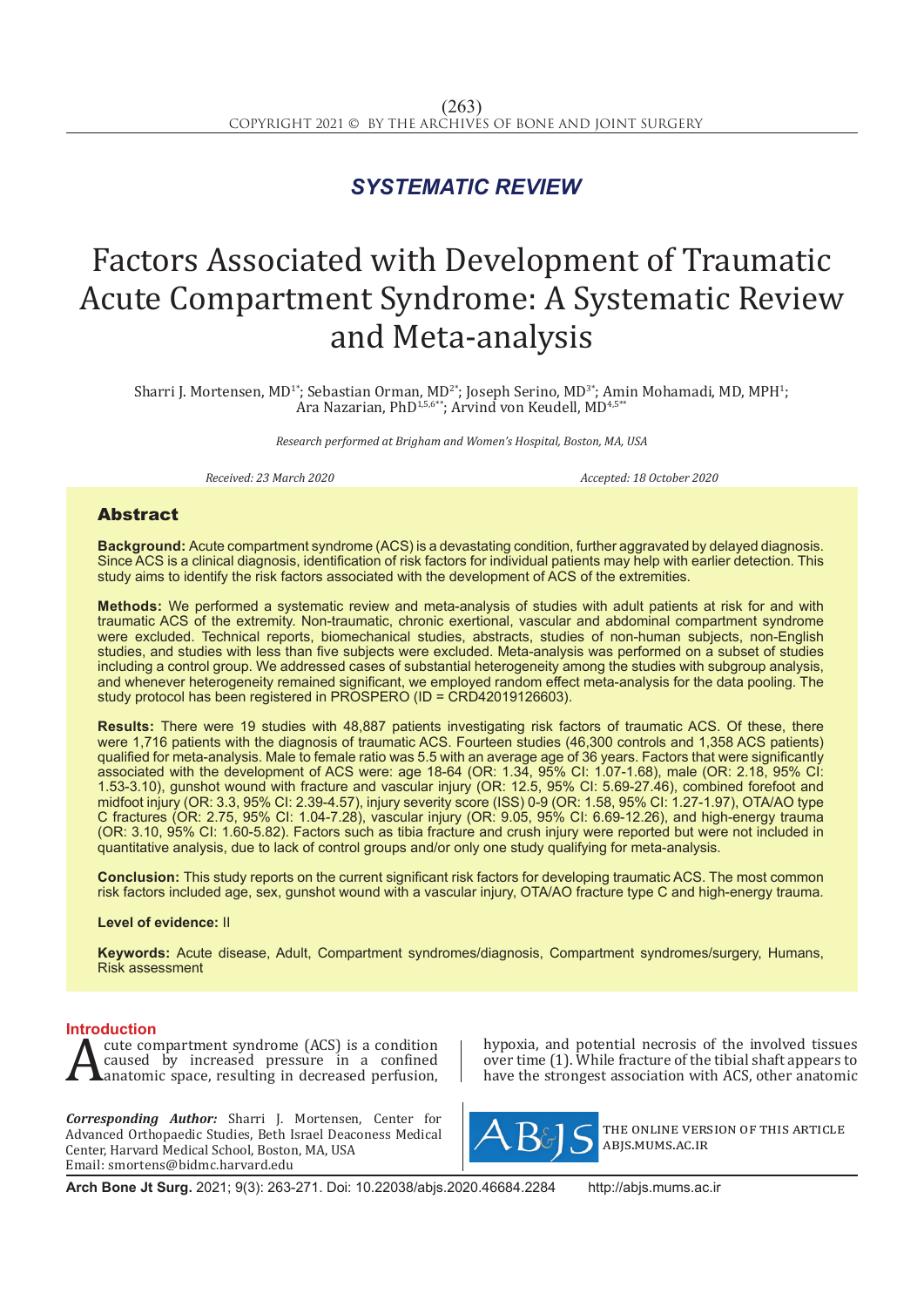## SYSTEMATIC REVIEW

# Factors Associated with Development of Traumatic Acute Compartment Syndrome: A Systematic Review and Meta-analysis

Sharri J. Mortensen, MD[1*]; Sebastian Orman, MD[2*]; Joseph Serino, MD[3*]; Amin Mohamadi, MD, MPH[1]; Ara Nazarian, PhD[1,5,6**]; Arvind von Keudell, MD[4,5**]

*Research performed at Brigham and Women's Hospital, Boston, MA, USA*

*Received: 23 March 2020* *Accepted: 18 October 2020*

## Abstract

**Background:** Acute compartment syndrome (ACS) is a devastating condition, further aggravated by delayed diagnosis. Since ACS is a clinical diagnosis, identification of risk factors for individual patients may help with earlier detection. This study aims to identify the risk factors associated with the development of ACS of the extremities.

**Methods:** We performed a systematic review and meta-analysis of studies with adult patients at risk for and with traumatic ACS of the extremity. Non-traumatic, chronic exertional, vascular and abdominal compartment syndrome were excluded. Technical reports, biomechanical studies, abstracts, studies of non-human subjects, non-English studies, and studies with less than five subjects were excluded. Meta-analysis was performed on a subset of studies including a control group. We addressed cases of substantial heterogeneity among the studies with subgroup analysis, and whenever heterogeneity remained significant, we employed random effect meta-analysis for the data pooling. The study protocol has been registered in PROSPERO (ID = CRD42019126603).

**Results:** There were 19 studies with 48,887 patients investigating risk factors of traumatic ACS. Of these, there were 1,716 patients with the diagnosis of traumatic ACS. Fourteen studies (46,300 controls and 1,358 ACS patients) qualified for meta-analysis. Male to female ratio was 5.5 with an average age of 36 years. Factors that were significantly associated with the development of ACS were: age 18-64 (OR: 1.34, 95% CI: 1.07-1.68), male (OR: 2.18, 95% CI: 1.53-3.10), gunshot wound with fracture and vascular injury (OR: 12.5, 95% CI: 5.69-27.46), combined forefoot and midfoot injury (OR: 3.3, 95% CI: 2.39-4.57), injury severity score (ISS) 0-9 (OR: 1.58, 95% CI: 1.27-1.97), OTA/AO type C fractures (OR: 2.75, 95% CI: 1.04-7.28), vascular injury (OR: 9.05, 95% CI: 6.69-12.26), and high-energy trauma (OR: 3.10, 95% CI: 1.60-5.82). Factors such as tibia fracture and crush injury were reported but were not included in quantitative analysis, due to lack of control groups and/or only one study qualifying for meta-analysis.

**Conclusion:** This study reports on the current significant risk factors for developing traumatic ACS. The most common risk factors included age, sex, gunshot wound with a vascular injury, OTA/AO fracture type C and high-energy trauma.

**Level of evidence:** II

**Keywords:** Acute disease, Adult, Compartment syndromes/diagnosis, Compartment syndromes/surgery, Humans, Risk assessment

## Introduction

Acute compartment syndrome (ACS) is a condition caused by increased pressure in a confined anatomic space, resulting in decreased perfusion, hypoxia, and potential necrosis of the involved tissues over time (1). While fracture of the tibial shaft appears to have the strongest association with ACS, other anatomic

***Corresponding Author:*** Sharri J. Mortensen, Center for Advanced Orthopaedic Studies, Beth Israel Deaconess Medical Center, Harvard Medical School, Boston, MA, USA
Email: smortens@bidmc.harvard.edu

THE ONLINE VERSION OF THIS ARTICLE
ABJS.MUMS.AC.IR

**Arch Bone Jt Surg.** 2021; 9(3): 263-271. Doi: 10.22038/abjs.2020.46684.2284 http://abjs.mums.ac.ir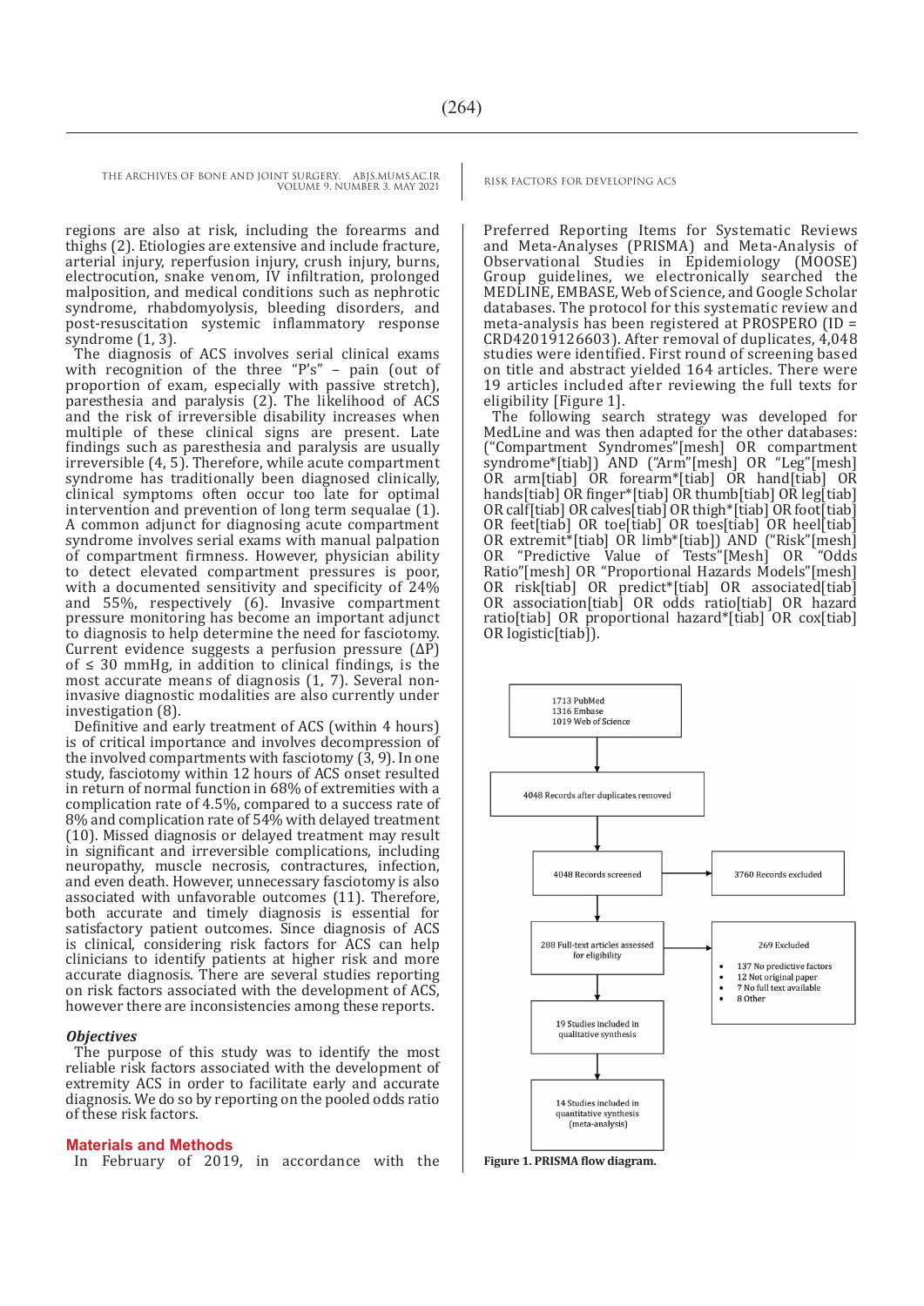regions are also at risk, including the forearms and thighs (2). Etiologies are extensive and include fracture, arterial injury, reperfusion injury, crush injury, burns, electrocution, snake venom, IV infiltration, prolonged malposition, and medical conditions such as nephrotic syndrome, rhabdomyolysis, bleeding disorders, and post-resuscitation systemic inflammatory response syndrome (1, 3).

The diagnosis of ACS involves serial clinical exams with recognition of the three "P's" – pain (out of proportion of exam, especially with passive stretch), paresthesia and paralysis (2). The likelihood of ACS and the risk of irreversible disability increases when multiple of these clinical signs are present. Late findings such as paresthesia and paralysis are usually irreversible (4, 5). Therefore, while acute compartment syndrome has traditionally been diagnosed clinically, clinical symptoms often occur too late for optimal intervention and prevention of long term sequalae (1). A common adjunct for diagnosing acute compartment syndrome involves serial exams with manual palpation of compartment firmness. However, physician ability to detect elevated compartment pressures is poor, with a documented sensitivity and specificity of 24% and 55%, respectively (6). Invasive compartment pressure monitoring has become an important adjunct to diagnosis to help determine the need for fasciotomy. Current evidence suggests a perfusion pressure (ΔP) of ≤ 30 mmHg, in addition to clinical findings, is the most accurate means of diagnosis (1, 7). Several non-invasive diagnostic modalities are also currently under investigation (8).

Definitive and early treatment of ACS (within 4 hours) is of critical importance and involves decompression of the involved compartments with fasciotomy (3, 9). In one study, fasciotomy within 12 hours of ACS onset resulted in return of normal function in 68% of extremities with a complication rate of 4.5%, compared to a success rate of 8% and complication rate of 54% with delayed treatment (10). Missed diagnosis or delayed treatment may result in significant and irreversible complications, including neuropathy, muscle necrosis, contractures, infection, and even death. However, unnecessary fasciotomy is also associated with unfavorable outcomes (11). Therefore, both accurate and timely diagnosis is essential for satisfactory patient outcomes. Since diagnosis of ACS is clinical, considering risk factors for ACS can help clinicians to identify patients at higher risk and more accurate diagnosis. There are several studies reporting on risk factors associated with the development of ACS, however there are inconsistencies among these reports.

### *Objectives*

The purpose of this study was to identify the most reliable risk factors associated with the development of extremity ACS in order to facilitate early and accurate diagnosis. We do so by reporting on the pooled odds ratio of these risk factors.

## Materials and Methods

In February of 2019, in accordance with the Preferred Reporting Items for Systematic Reviews and Meta-Analyses (PRISMA) and Meta-Analysis of Observational Studies in Epidemiology (MOOSE) Group guidelines, we electronically searched the MEDLINE, EMBASE, Web of Science, and Google Scholar databases. The protocol for this systematic review and meta-analysis has been registered at PROSPERO (ID = CRD42019126603). After removal of duplicates, 4,048 studies were identified. First round of screening based on title and abstract yielded 164 articles. There were 19 articles included after reviewing the full texts for eligibility [Figure 1].

The following search strategy was developed for MedLine and was then adapted for the other databases: ("Compartment Syndromes"[mesh] OR compartment syndrome*[tiab]) AND ("Arm"[mesh] OR "Leg"[mesh] OR arm[tiab] OR forearm*[tiab] OR hand[tiab] OR hands[tiab] OR finger*[tiab] OR thumb[tiab] OR leg[tiab] OR calf[tiab] OR calves[tiab] OR thigh*[tiab] OR foot[tiab] OR feet[tiab] OR toe[tiab] OR toes[tiab] OR heel[tiab] OR extremit*[tiab] OR limb*[tiab]) AND ("Risk"[mesh] OR "Predictive Value of Tests"[Mesh] OR "Odds Ratio"[mesh] OR "Proportional Hazards Models"[mesh] OR risk[tiab] OR predict*[tiab] OR associated[tiab] OR association[tiab] OR odds ratio[tiab] OR hazard ratio[tiab] OR proportional hazard*[tiab] OR cox[tiab] OR logistic[tiab]).

1713 PubMed
1316 Embase
1019 Web of Science

4048 Records after duplicates removed

4048 Records screened → 3760 Records excluded

288 Full-text articles assessed for eligibility → 269 Excluded
- 137 No predictive factors
- 12 Not original paper
- 7 No full text available
- 8 Other

19 Studies included in qualitative synthesis

14 Studies included in quantitative synthesis (meta-analysis)

**Figure 1. PRISMA flow diagram.**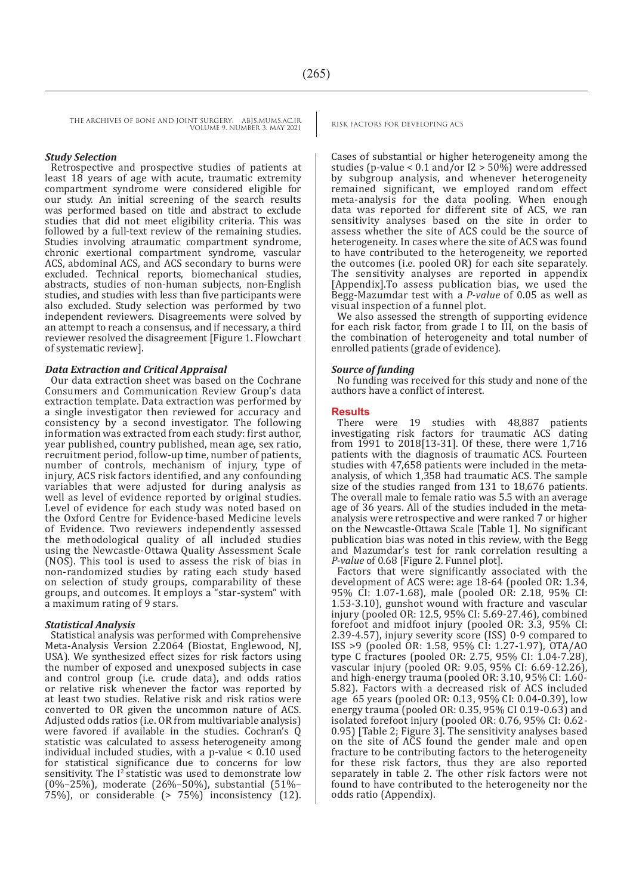### *Study Selection*

Retrospective and prospective studies of patients at least 18 years of age with acute, traumatic extremity compartment syndrome were considered eligible for our study. An initial screening of the search results was performed based on title and abstract to exclude studies that did not meet eligibility criteria. This was followed by a full-text review of the remaining studies. Studies involving atraumatic compartment syndrome, chronic exertional compartment syndrome, vascular ACS, abdominal ACS, and ACS secondary to burns were excluded. Technical reports, biomechanical studies, abstracts, studies of non-human subjects, non-English studies, and studies with less than five participants were also excluded. Study selection was performed by two independent reviewers. Disagreements were solved by an attempt to reach a consensus, and if necessary, a third reviewer resolved the disagreement [Figure 1. Flowchart of systematic review].

### *Data Extraction and Critical Appraisal*

Our data extraction sheet was based on the Cochrane Consumers and Communication Review Group's data extraction template. Data extraction was performed by a single investigator then reviewed for accuracy and consistency by a second investigator. The following information was extracted from each study: first author, year published, country published, mean age, sex ratio, recruitment period, follow-up time, number of patients, number of controls, mechanism of injury, type of injury, ACS risk factors identified, and any confounding variables that were adjusted for during analysis as well as level of evidence reported by original studies. Level of evidence for each study was noted based on the Oxford Centre for Evidence-based Medicine levels of Evidence. Two reviewers independently assessed the methodological quality of all included studies using the Newcastle-Ottawa Quality Assessment Scale (NOS). This tool is used to assess the risk of bias in non-randomized studies by rating each study based on selection of study groups, comparability of these groups, and outcomes. It employs a "star-system" with a maximum rating of 9 stars.

### *Statistical Analysis*

Statistical analysis was performed with Comprehensive Meta-Analysis Version 2.2064 (Biostat, Englewood, NJ, USA). We synthesized effect sizes for risk factors using the number of exposed and unexposed subjects in case and control group (i.e. crude data), and odds ratios or relative risk whenever the factor was reported by at least two studies. Relative risk and risk ratios were converted to OR given the uncommon nature of ACS. Adjusted odds ratios (i.e. OR from multivariable analysis) were favored if available in the studies. Cochran's Q statistic was calculated to assess heterogeneity among individual included studies, with a p-value < 0.10 used for statistical significance due to concerns for low sensitivity. The $I^2$ statistic was used to demonstrate low (0%–25%), moderate (26%–50%), substantial (51%–75%), or considerable (> 75%) inconsistency (12). Cases of substantial or higher heterogeneity among the studies (p-value < 0.1 and/or $I2 > 50\%$) were addressed by subgroup analysis, and whenever heterogeneity remained significant, we employed random effect meta-analysis for the data pooling. When enough data was reported for different site of ACS, we ran sensitivity analyses based on the site in order to assess whether the site of ACS could be the source of heterogeneity. In cases where the site of ACS was found to have contributed to the heterogeneity, we reported the outcomes (i.e. pooled OR) for each site separately. The sensitivity analyses are reported in appendix [Appendix].To assess publication bias, we used the Begg-Mazumdar test with a *P-value* of 0.05 as well as visual inspection of a funnel plot.

We also assessed the strength of supporting evidence for each risk factor, from grade I to III, on the basis of the combination of heterogeneity and total number of enrolled patients (grade of evidence).

### *Source of funding*

No funding was received for this study and none of the authors have a conflict of interest.

## Results

There were 19 studies with 48,887 patients investigating risk factors for traumatic ACS dating from 1991 to 2018[13-31]. Of these, there were 1,716 patients with the diagnosis of traumatic ACS. Fourteen studies with 47,658 patients were included in the meta-analysis, of which 1,358 had traumatic ACS. The sample size of the studies ranged from 131 to 18,676 patients. The overall male to female ratio was 5.5 with an average age of 36 years. All of the studies included in the meta-analysis were retrospective and were ranked 7 or higher on the Newcastle-Ottawa Scale [Table 1]. No significant publication bias was noted in this review, with the Begg and Mazumdar's test for rank correlation resulting a *P-value* of 0.68 [Figure 2. Funnel plot].

Factors that were significantly associated with the development of ACS were: age 18-64 (pooled OR: 1.34, 95% CI: 1.07-1.68), male (pooled OR: 2.18, 95% CI: 1.53-3.10), gunshot wound with fracture and vascular injury (pooled OR: 12.5, 95% CI: 5.69-27.46), combined forefoot and midfoot injury (pooled OR: 3.3, 95% CI: 2.39-4.57), injury severity score (ISS) 0-9 compared to ISS >9 (pooled OR: 1.58, 95% CI: 1.27-1.97), OTA/AO type C fractures (pooled OR: 2.75, 95% CI: 1.04-7.28), vascular injury (pooled OR: 9.05, 95% CI: 6.69-12.26), and high-energy trauma (pooled OR: 3.10, 95% CI: 1.60-5.82). Factors with a decreased risk of ACS included age 65 years (pooled OR: 0.13, 95% CI: 0.04-0.39), low energy trauma (pooled OR: 0.35, 95% CI 0.19-0.63) and isolated forefoot injury (pooled OR: 0.76, 95% CI: 0.62-0.95) [Table 2; Figure 3]. The sensitivity analyses based on the site of ACS found the gender male and open fracture to be contributing factors to the heterogeneity for these risk factors, thus they are also reported separately in table 2. The other risk factors were not found to have contributed to the heterogeneity nor the odds ratio (Appendix).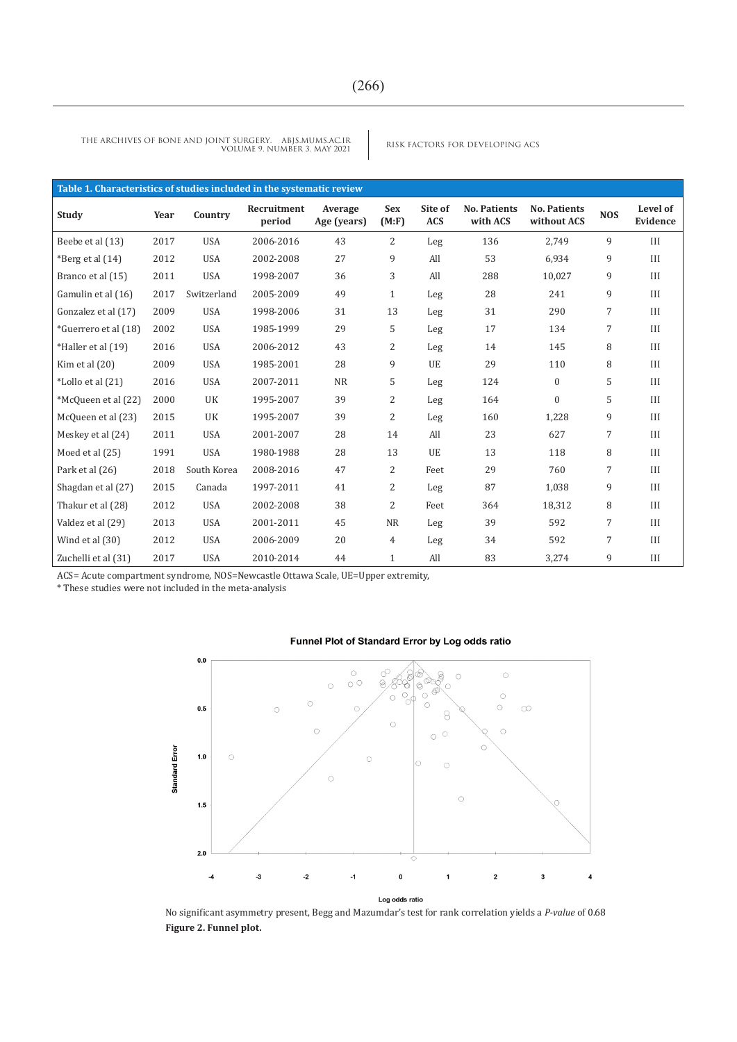**Table 1. Characteristics of studies included in the systematic review**

| Study | Year | Country | Recruitment period | Average Age (years) | Sex (M:F) | Site of ACS | No. Patients with ACS | No. Patients without ACS | NOS | Level of Evidence |
|---|---|---|---|---|---|---|---|---|---|---|
| Beebe et al (13) | 2017 | USA | 2006-2016 | 43 | 2 | Leg | 136 | 2,749 | 9 | III |
| *Berg et al (14) | 2012 | USA | 2002-2008 | 27 | 9 | All | 53 | 6,934 | 9 | III |
| Branco et al (15) | 2011 | USA | 1998-2007 | 36 | 3 | All | 288 | 10,027 | 9 | III |
| Gamulin et al (16) | 2017 | Switzerland | 2005-2009 | 49 | 1 | Leg | 28 | 241 | 9 | III |
| Gonzalez et al (17) | 2009 | USA | 1998-2006 | 31 | 13 | Leg | 31 | 290 | 7 | III |
| *Guerrero et al (18) | 2002 | USA | 1985-1999 | 29 | 5 | Leg | 17 | 134 | 7 | III |
| *Haller et al (19) | 2016 | USA | 2006-2012 | 43 | 2 | Leg | 14 | 145 | 8 | III |
| Kim et al (20) | 2009 | USA | 1985-2001 | 28 | 9 | UE | 29 | 110 | 8 | III |
| *Lollo et al (21) | 2016 | USA | 2007-2011 | NR | 5 | Leg | 124 | 0 | 5 | III |
| *McQueen et al (22) | 2000 | UK | 1995-2007 | 39 | 2 | Leg | 164 | 0 | 5 | III |
| McQueen et al (23) | 2015 | UK | 1995-2007 | 39 | 2 | Leg | 160 | 1,228 | 9 | III |
| Meskey et al (24) | 2011 | USA | 2001-2007 | 28 | 14 | All | 23 | 627 | 7 | III |
| Moed et al (25) | 1991 | USA | 1980-1988 | 28 | 13 | UE | 13 | 118 | 8 | III |
| Park et al (26) | 2018 | South Korea | 2008-2016 | 47 | 2 | Feet | 29 | 760 | 7 | III |
| Shagdan et al (27) | 2015 | Canada | 1997-2011 | 41 | 2 | Leg | 87 | 1,038 | 9 | III |
| Thakur et al (28) | 2012 | USA | 2002-2008 | 38 | 2 | Feet | 364 | 18,312 | 8 | III |
| Valdez et al (29) | 2013 | USA | 2001-2011 | 45 | NR | Leg | 39 | 592 | 7 | III |
| Wind et al (30) | 2012 | USA | 2006-2009 | 20 | 4 | Leg | 34 | 592 | 7 | III |
| Zuchelli et al (31) | 2017 | USA | 2010-2014 | 44 | 1 | All | 83 | 3,274 | 9 | III |

ACS= Acute compartment syndrome, NOS=Newcastle Ottawa Scale, UE=Upper extremity,
* These studies were not included in the meta-analysis

Funnel Plot of Standard Error by Log odds ratio

No significant asymmetry present, Begg and Mazumdar's test for rank correlation yields a *P-value* of 0.68

**Figure 2. Funnel plot.**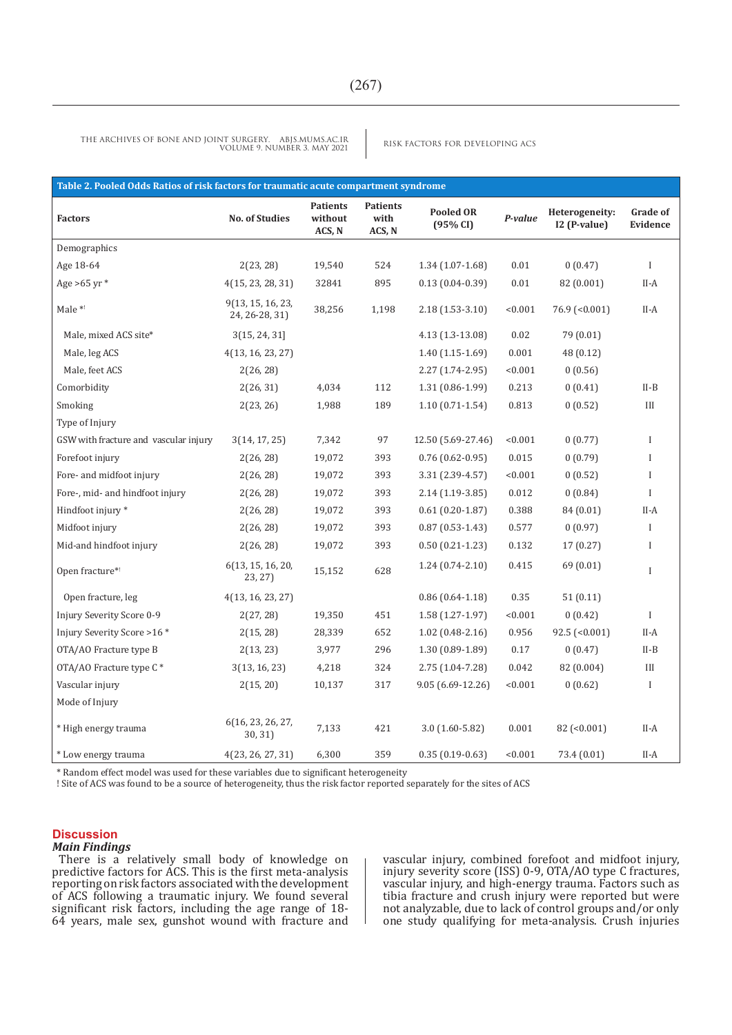**Table 2. Pooled Odds Ratios of risk factors for traumatic acute compartment syndrome**

| Factors | No. of Studies | Patients without ACS, N | Patients with ACS, N | Pooled OR (95% CI) | *P-value* | Heterogeneity: I2 (P-value) | Grade of Evidence |
|---|---|---|---|---|---|---|---|
| Demographics | | | | | | | |
| Age 18-64 | 2(23, 28) | 19,540 | 524 | 1.34 (1.07-1.68) | 0.01 | 0 (0.47) | I |
| Age >65 yr * | 4(15, 23, 28, 31) | 32841 | 895 | 0.13 (0.04-0.39) | 0.01 | 82 (0.001) | II-A |
| Male *! | 9(13, 15, 16, 23, 24, 26-28, 31) | 38,256 | 1,198 | 2.18 (1.53-3.10) | <0.001 | 76.9 (<0.001) | II-A |
| Male, mixed ACS site* | 3(15, 24, 31] | | | 4.13 (1.3-13.08) | 0.02 | 79 (0.01) | |
| Male, leg ACS | 4(13, 16, 23, 27) | | | 1.40 (1.15-1.69) | 0.001 | 48 (0.12) | |
| Male, feet ACS | 2(26, 28) | | | 2.27 (1.74-2.95) | <0.001 | 0 (0.56) | |
| Comorbidity | 2(26, 31) | 4,034 | 112 | 1.31 (0.86-1.99) | 0.213 | 0 (0.41) | II-B |
| Smoking | 2(23, 26) | 1,988 | 189 | 1.10 (0.71-1.54) | 0.813 | 0 (0.52) | III |
| Type of Injury | | | | | | | |
| GSW with fracture and vascular injury | 3(14, 17, 25) | 7,342 | 97 | 12.50 (5.69-27.46) | <0.001 | 0 (0.77) | I |
| Forefoot injury | 2(26, 28) | 19,072 | 393 | 0.76 (0.62-0.95) | 0.015 | 0 (0.79) | I |
| Fore- and midfoot injury | 2(26, 28) | 19,072 | 393 | 3.31 (2.39-4.57) | <0.001 | 0 (0.52) | I |
| Fore-, mid- and hindfoot injury | 2(26, 28) | 19,072 | 393 | 2.14 (1.19-3.85) | 0.012 | 0 (0.84) | I |
| Hindfoot injury * | 2(26, 28) | 19,072 | 393 | 0.61 (0.20-1.87) | 0.388 | 84 (0.01) | II-A |
| Midfoot injury | 2(26, 28) | 19,072 | 393 | 0.87 (0.53-1.43) | 0.577 | 0 (0.97) | I |
| Mid-and hindfoot injury | 2(26, 28) | 19,072 | 393 | 0.50 (0.21-1.23) | 0.132 | 17 (0.27) | I |
| Open fracture*! | 6(13, 15, 16, 20, 23, 27) | 15,152 | 628 | 1.24 (0.74-2.10) | 0.415 | 69 (0.01) | I |
| Open fracture, leg | 4(13, 16, 23, 27) | | | 0.86 (0.64-1.18) | 0.35 | 51 (0.11) | |
| Injury Severity Score 0-9 | 2(27, 28) | 19,350 | 451 | 1.58 (1.27-1.97) | <0.001 | 0 (0.42) | I |
| Injury Severity Score >16 * | 2(15, 28) | 28,339 | 652 | 1.02 (0.48-2.16) | 0.956 | 92.5 (<0.001) | II-A |
| OTA/AO Fracture type B | 2(13, 23) | 3,977 | 296 | 1.30 (0.89-1.89) | 0.17 | 0 (0.47) | II-B |
| OTA/AO Fracture type C * | 3(13, 16, 23) | 4,218 | 324 | 2.75 (1.04-7.28) | 0.042 | 82 (0.004) | III |
| Vascular injury | 2(15, 20) | 10,137 | 317 | 9.05 (6.69-12.26) | <0.001 | 0 (0.62) | I |
| Mode of Injury | | | | | | | |
| * High energy trauma | 6(16, 23, 26, 27, 30, 31) | 7,133 | 421 | 3.0 (1.60-5.82) | 0.001 | 82 (<0.001) | II-A |
| * Low energy trauma | 4(23, 26, 27, 31) | 6,300 | 359 | 0.35 (0.19-0.63) | <0.001 | 73.4 (0.01) | II-A |

\* Random effect model was used for these variables due to significant heterogeneity
! Site of ACS was found to be a source of heterogeneity, thus the risk factor reported separately for the sites of ACS

## Discussion

### *Main Findings*

There is a relatively small body of knowledge on predictive factors for ACS. This is the first meta-analysis reporting on risk factors associated with the development of ACS following a traumatic injury. We found several significant risk factors, including the age range of 18-64 years, male sex, gunshot wound with fracture and vascular injury, combined forefoot and midfoot injury, injury severity score (ISS) 0-9, OTA/AO type C fractures, vascular injury, and high-energy trauma. Factors such as tibia fracture and crush injury were reported but were not analyzable, due to lack of control groups and/or only one study qualifying for meta-analysis. Crush injuries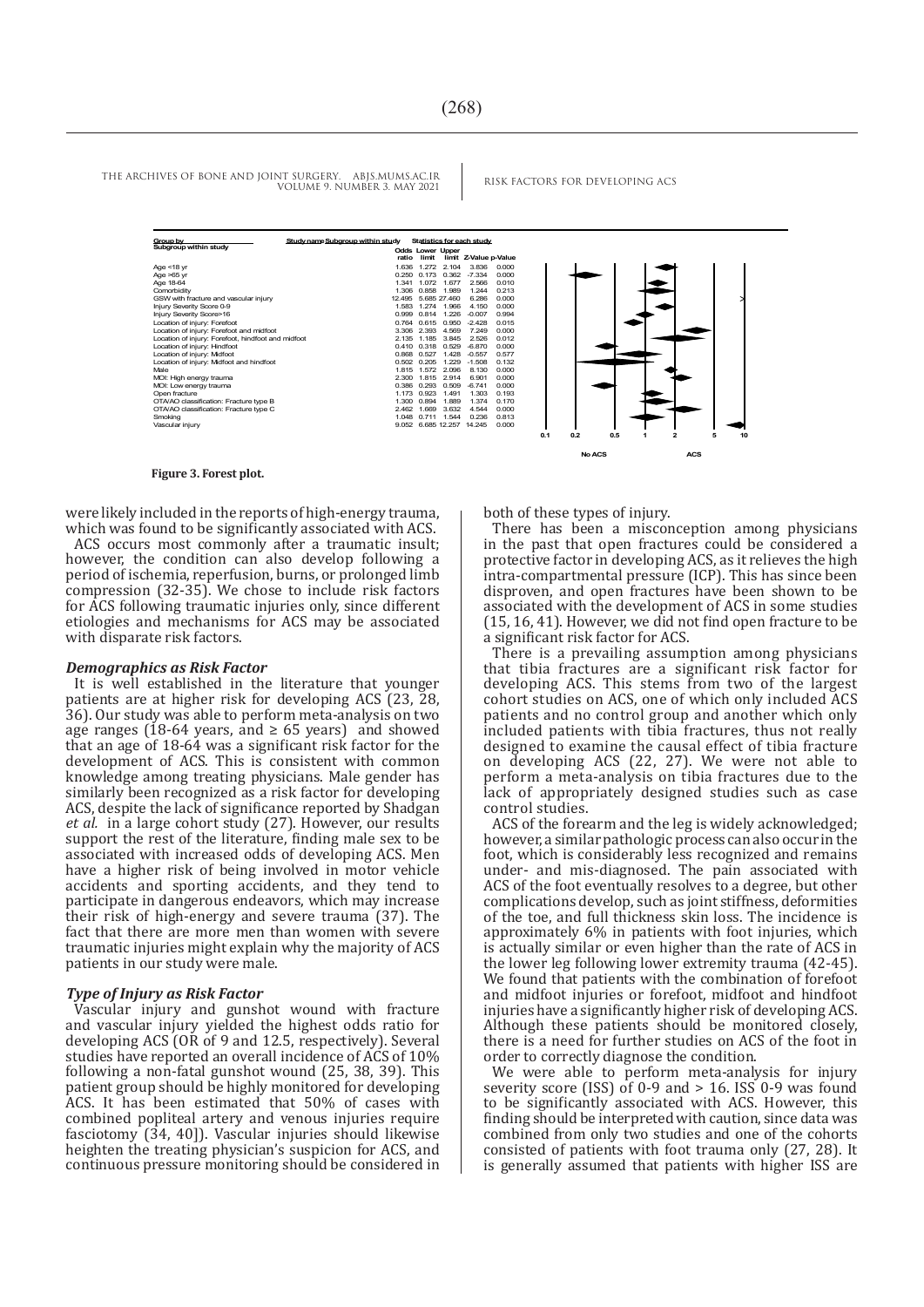| Group by Subgroup within study | Study name | Subgroup within study | Odds ratio | Lower limit | Upper limit | Z-Value | p-Value |
|---|---|---|---|---|---|---|---|
| Age <18 yr | | | 1.636 | 1.272 | 2.104 | 3.836 | 0.000 |
| Age >65 yr | | | 0.250 | 0.173 | 0.362 | -7.334 | 0.000 |
| Age 18-64 | | | 1.341 | 1.072 | 1.677 | 2.566 | 0.010 |
| Comorbidity | | | 1.306 | 0.858 | 1.989 | 1.244 | 0.213 |
| GSW with fracture and vascular injury | | | 12.495 | 5.685 | 27.460 | 6.286 | 0.000 |
| Injury Severity Score 0-9 | | | 1.583 | 1.274 | 1.966 | 4.150 | 0.000 |
| Injury Severity Score>16 | | | 0.999 | 0.814 | 1.226 | -0.007 | 0.994 |
| Location of injury: Forefoot | | | 0.764 | 0.615 | 0.950 | -2.428 | 0.015 |
| Location of injury: Forefoot and midfoot | | | 3.306 | 2.393 | 4.569 | 7.249 | 0.000 |
| Location of injury: Forefoot, hindfoot and midfoot | | | 2.135 | 1.185 | 3.845 | 2.526 | 0.012 |
| Location of injury: Hindfoot | | | 0.410 | 0.318 | 0.529 | -6.870 | 0.000 |
| Location of injury: Midfoot | | | 0.868 | 0.527 | 1.428 | -0.557 | 0.577 |
| Location of injury: Midfoot and hindfoot | | | 0.502 | 0.205 | 1.229 | -1.508 | 0.132 |
| Male | | | 1.815 | 1.572 | 2.096 | 8.130 | 0.000 |
| MOI: High energy trauma | | | 2.300 | 1.815 | 2.914 | 6.901 | 0.000 |
| MOI: Low energy trauma | | | 0.386 | 0.293 | 0.509 | -6.741 | 0.000 |
| Open fracture | | | 1.173 | 0.923 | 1.491 | 1.303 | 0.193 |
| OTA/AO classification: Fracture type B | | | 1.300 | 0.894 | 1.889 | 1.374 | 0.170 |
| OTA/AO classification: Fracture type C | | | 2.462 | 1.669 | 3.632 | 4.544 | 0.000 |
| Smoking | | | 1.048 | 0.711 | 1.544 | 0.236 | 0.813 |
| Vascular injury | | | 9.052 | 6.685 | 12.257 | 14.245 | 0.000 |

**Figure 3. Forest plot.**

were likely included in the reports of high-energy trauma, which was found to be significantly associated with ACS.

ACS occurs most commonly after a traumatic insult; however, the condition can also develop following a period of ischemia, reperfusion, burns, or prolonged limb compression (32-35). We chose to include risk factors for ACS following traumatic injuries only, since different etiologies and mechanisms for ACS may be associated with disparate risk factors.

### *Demographics as Risk Factor*

It is well established in the literature that younger patients are at higher risk for developing ACS (23, 28, 36). Our study was able to perform meta-analysis on two age ranges (18-64 years, and ≥ 65 years) and showed that an age of 18-64 was a significant risk factor for the development of ACS. This is consistent with common knowledge among treating physicians. Male gender has similarly been recognized as a risk factor for developing ACS, despite the lack of significance reported by Shadgan *et al.* in a large cohort study (27). However, our results support the rest of the literature, finding male sex to be associated with increased odds of developing ACS. Men have a higher risk of being involved in motor vehicle accidents and sporting accidents, and they tend to participate in dangerous endeavors, which may increase their risk of high-energy and severe trauma (37). The fact that there are more men than women with severe traumatic injuries might explain why the majority of ACS patients in our study were male.

### *Type of Injury as Risk Factor*

Vascular injury and gunshot wound with fracture and vascular injury yielded the highest odds ratio for developing ACS (OR of 9 and 12.5, respectively). Several studies have reported an overall incidence of ACS of 10% following a non-fatal gunshot wound (25, 38, 39). This patient group should be highly monitored for developing ACS. It has been estimated that 50% of cases with combined popliteal artery and venous injuries require fasciotomy (34, 40]). Vascular injuries should likewise heighten the treating physician's suspicion for ACS, and continuous pressure monitoring should be considered in both of these types of injury.

There has been a misconception among physicians in the past that open fractures could be considered a protective factor in developing ACS, as it relieves the high intra-compartmental pressure (ICP). This has since been disproven, and open fractures have been shown to be associated with the development of ACS in some studies (15, 16, 41). However, we did not find open fracture to be a significant risk factor for ACS.

There is a prevailing assumption among physicians that tibia fractures are a significant risk factor for developing ACS. This stems from two of the largest cohort studies on ACS, one of which only included ACS patients and no control group and another which only included patients with tibia fractures, thus not really designed to examine the causal effect of tibia fracture on developing ACS (22, 27). We were not able to perform a meta-analysis on tibia fractures due to the lack of appropriately designed studies such as case control studies.

ACS of the forearm and the leg is widely acknowledged; however, a similar pathologic process can also occur in the foot, which is considerably less recognized and remains under- and mis-diagnosed. The pain associated with ACS of the foot eventually resolves to a degree, but other complications develop, such as joint stiffness, deformities of the toe, and full thickness skin loss. The incidence is approximately 6% in patients with foot injuries, which is actually similar or even higher than the rate of ACS in the lower leg following lower extremity trauma (42-45). We found that patients with the combination of forefoot and midfoot injuries or forefoot, midfoot and hindfoot injuries have a significantly higher risk of developing ACS. Although these patients should be monitored closely, there is a need for further studies on ACS of the foot in order to correctly diagnose the condition.

We were able to perform meta-analysis for injury severity score (ISS) of 0-9 and > 16. ISS 0-9 was found to be significantly associated with ACS. However, this finding should be interpreted with caution, since data was combined from only two studies and one of the cohorts consisted of patients with foot trauma only (27, 28). It is generally assumed that patients with higher ISS are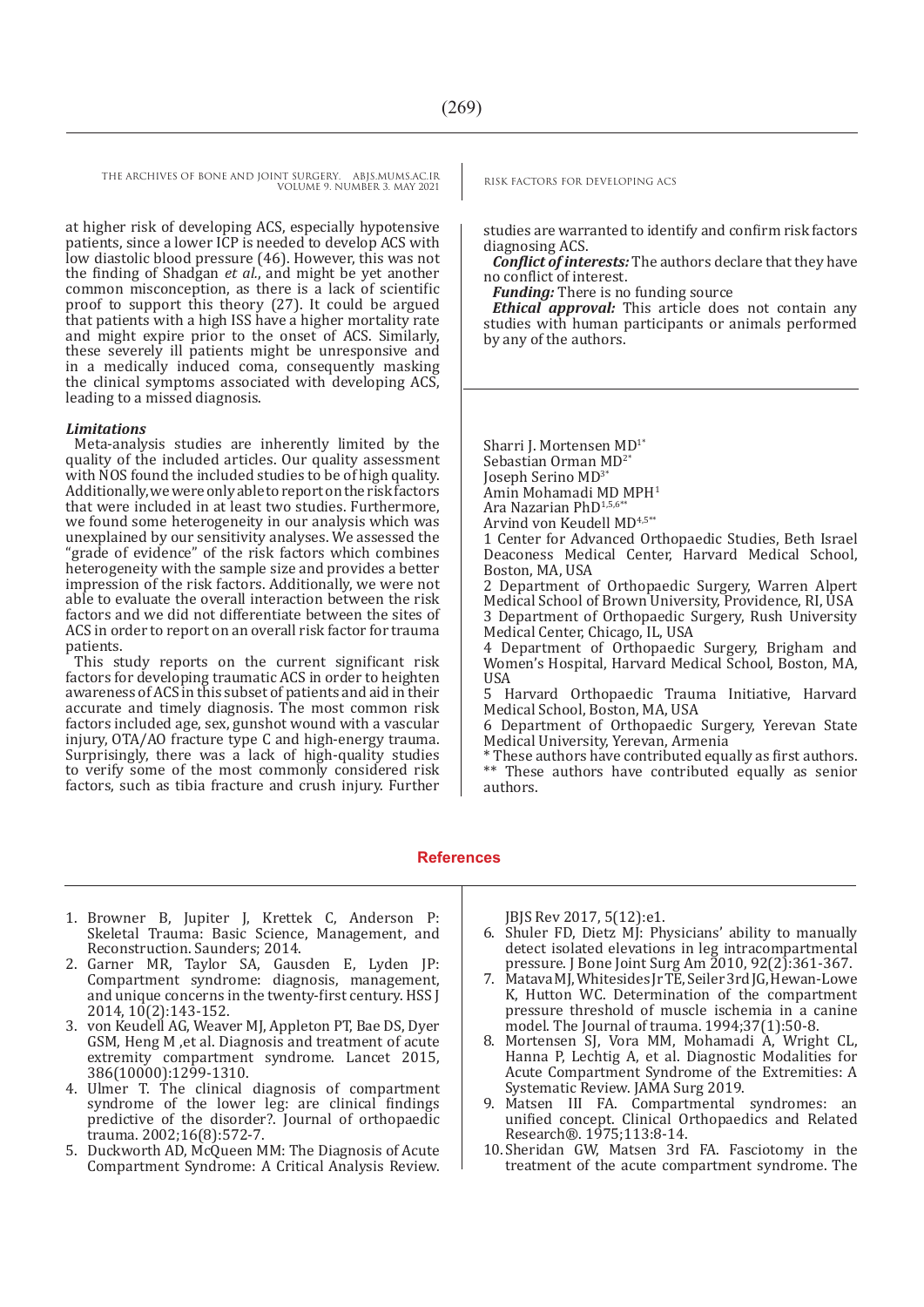at higher risk of developing ACS, especially hypotensive patients, since a lower ICP is needed to develop ACS with low diastolic blood pressure (46). However, this was not the finding of Shadgan *et al.*, and might be yet another common misconception, as there is a lack of scientific proof to support this theory (27). It could be argued that patients with a high ISS have a higher mortality rate and might expire prior to the onset of ACS. Similarly, these severely ill patients might be unresponsive and in a medically induced coma, consequently masking the clinical symptoms associated with developing ACS, leading to a missed diagnosis.

### *Limitations*

Meta-analysis studies are inherently limited by the quality of the included articles. Our quality assessment with NOS found the included studies to be of high quality. Additionally, we were only able to report on the risk factors that were included in at least two studies. Furthermore, we found some heterogeneity in our analysis which was unexplained by our sensitivity analyses. We assessed the "grade of evidence" of the risk factors which combines heterogeneity with the sample size and provides a better impression of the risk factors. Additionally, we were not able to evaluate the overall interaction between the risk factors and we did not differentiate between the sites of ACS in order to report on an overall risk factor for trauma patients.

This study reports on the current significant risk factors for developing traumatic ACS in order to heighten awareness of ACS in this subset of patients and aid in their accurate and timely diagnosis. The most common risk factors included age, sex, gunshot wound with a vascular injury, OTA/AO fracture type C and high-energy trauma. Surprisingly, there was a lack of high-quality studies to verify some of the most commonly considered risk factors, such as tibia fracture and crush injury. Further studies are warranted to identify and confirm risk factors diagnosing ACS.

***Conflict of interests:*** The authors declare that they have no conflict of interest.

***Funding:*** There is no funding source

***Ethical approval:*** This article does not contain any studies with human participants or animals performed by any of the authors.

Sharri J. Mortensen MD[1*]
Sebastian Orman MD[2*]
Joseph Serino MD[3*]
Amin Mohamadi MD MPH[1]
Ara Nazarian PhD[1,5,6**]
Arvind von Keudell MD[4,5**]

1 Center for Advanced Orthopaedic Studies, Beth Israel Deaconess Medical Center, Harvard Medical School, Boston, MA, USA
2 Department of Orthopaedic Surgery, Warren Alpert Medical School of Brown University, Providence, RI, USA
3 Department of Orthopaedic Surgery, Rush University Medical Center, Chicago, IL, USA
4 Department of Orthopaedic Surgery, Brigham and Women's Hospital, Harvard Medical School, Boston, MA, USA
5 Harvard Orthopaedic Trauma Initiative, Harvard Medical School, Boston, MA, USA
6 Department of Orthopaedic Surgery, Yerevan State Medical University, Yerevan, Armenia
\* These authors have contributed equally as first authors.
\*\* These authors have contributed equally as senior authors.

## References

1. Browner B, Jupiter J, Krettek C, Anderson P: Skeletal Trauma: Basic Science, Management, and Reconstruction. Saunders; 2014.
2. Garner MR, Taylor SA, Gausden E, Lyden JP: Compartment syndrome: diagnosis, management, and unique concerns in the twenty-first century. HSS J 2014, 10(2):143-152.
3. von Keudell AG, Weaver MJ, Appleton PT, Bae DS, Dyer GSM, Heng M ,et al. Diagnosis and treatment of acute extremity compartment syndrome. Lancet 2015, 386(10000):1299-1310.
4. Ulmer T. The clinical diagnosis of compartment syndrome of the lower leg: are clinical findings predictive of the disorder?. Journal of orthopaedic trauma. 2002;16(8):572-7.
5. Duckworth AD, McQueen MM: The Diagnosis of Acute Compartment Syndrome: A Critical Analysis Review. JBJS Rev 2017, 5(12):e1.
6. Shuler FD, Dietz MJ: Physicians' ability to manually detect isolated elevations in leg intracompartmental pressure. J Bone Joint Surg Am 2010, 92(2):361-367.
7. Matava MJ, Whitesides Jr TE, Seiler 3rd JG, Hewan-Lowe K, Hutton WC. Determination of the compartment pressure threshold of muscle ischemia in a canine model. The Journal of trauma. 1994;37(1):50-8.
8. Mortensen SJ, Vora MM, Mohamadi A, Wright CL, Hanna P, Lechtig A, et al. Diagnostic Modalities for Acute Compartment Syndrome of the Extremities: A Systematic Review. JAMA Surg 2019.
9. Matsen III FA. Compartmental syndromes: an unified concept. Clinical Orthopaedics and Related Research®. 1975;113:8-14.
10. Sheridan GW, Matsen 3rd FA. Fasciotomy in the treatment of the acute compartment syndrome. The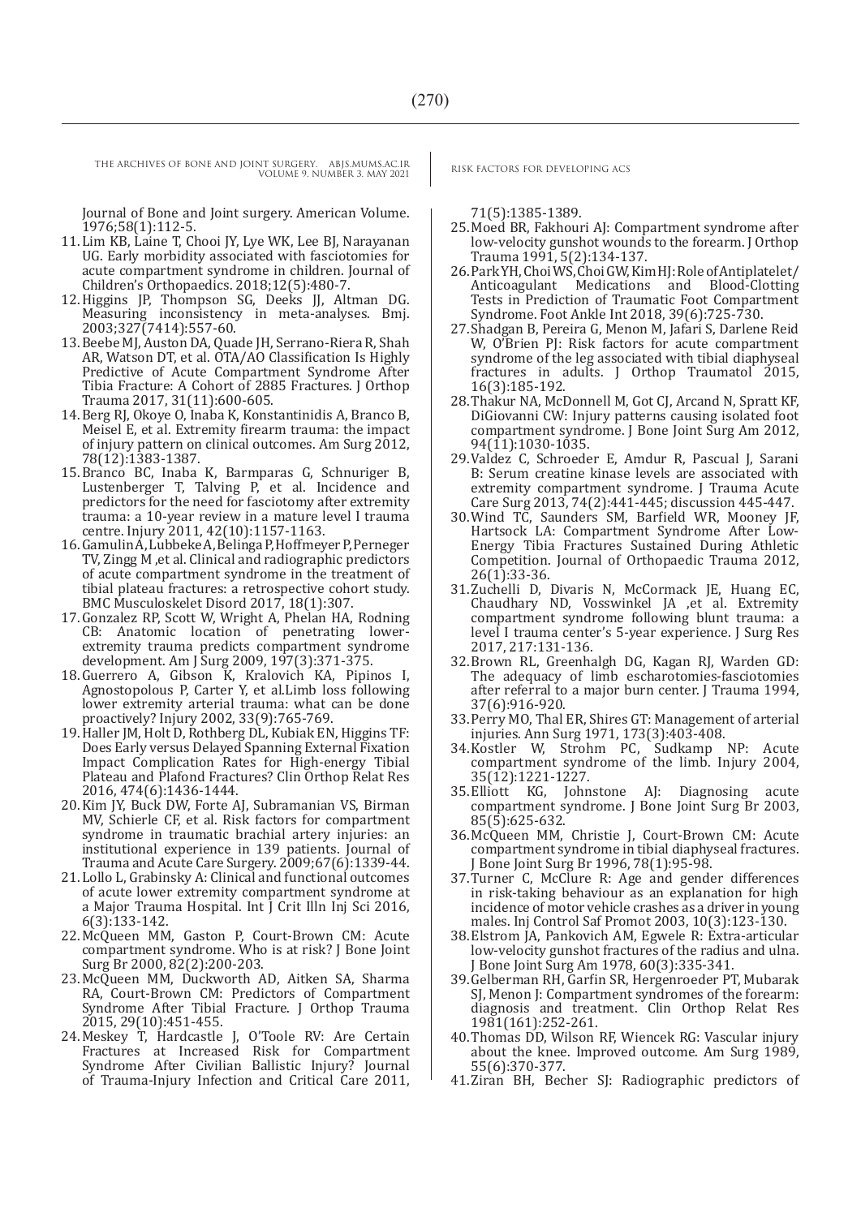Journal of Bone and Joint surgery. American Volume. 1976;58(1):112-5.

11. Lim KB, Laine T, Chooi JY, Lye WK, Lee BJ, Narayanan UG. Early morbidity associated with fasciotomies for acute compartment syndrome in children. Journal of Children's Orthopaedics. 2018;12(5):480-7.
12. Higgins JP, Thompson SG, Deeks JJ, Altman DG. Measuring inconsistency in meta-analyses. Bmj. 2003;327(7414):557-60.
13. Beebe MJ, Auston DA, Quade JH, Serrano-Riera R, Shah AR, Watson DT, et al. OTA/AO Classification Is Highly Predictive of Acute Compartment Syndrome After Tibia Fracture: A Cohort of 2885 Fractures. J Orthop Trauma 2017, 31(11):600-605.
14. Berg RJ, Okoye O, Inaba K, Konstantinidis A, Branco B, Meisel E, et al. Extremity firearm trauma: the impact of injury pattern on clinical outcomes. Am Surg 2012, 78(12):1383-1387.
15. Branco BC, Inaba K, Barmparas G, Schnuriger B, Lustenberger T, Talving P, et al. Incidence and predictors for the need for fasciotomy after extremity trauma: a 10-year review in a mature level I trauma centre. Injury 2011, 42(10):1157-1163.
16. Gamulin A, Lubbeke A, Belinga P, Hoffmeyer P, Perneger TV, Zingg M ,et al. Clinical and radiographic predictors of acute compartment syndrome in the treatment of tibial plateau fractures: a retrospective cohort study. BMC Musculoskelet Disord 2017, 18(1):307.
17. Gonzalez RP, Scott W, Wright A, Phelan HA, Rodning CB: Anatomic location of penetrating lower-extremity trauma predicts compartment syndrome development. Am J Surg 2009, 197(3):371-375.
18. Guerrero A, Gibson K, Kralovich KA, Pipinos I, Agnostopolous P, Carter Y, et al.Limb loss following lower extremity arterial trauma: what can be done proactively? Injury 2002, 33(9):765-769.
19. Haller JM, Holt D, Rothberg DL, Kubiak EN, Higgins TF: Does Early versus Delayed Spanning External Fixation Impact Complication Rates for High-energy Tibial Plateau and Plafond Fractures? Clin Orthop Relat Res 2016, 474(6):1436-1444.
20. Kim JY, Buck DW, Forte AJ, Subramanian VS, Birman MV, Schierle CF, et al. Risk factors for compartment syndrome in traumatic brachial artery injuries: an institutional experience in 139 patients. Journal of Trauma and Acute Care Surgery. 2009;67(6):1339-44.
21. Lollo L, Grabinsky A: Clinical and functional outcomes of acute lower extremity compartment syndrome at a Major Trauma Hospital. Int J Crit Illn Inj Sci 2016, 6(3):133-142.
22. McQueen MM, Gaston P, Court-Brown CM: Acute compartment syndrome. Who is at risk? J Bone Joint Surg Br 2000, 82(2):200-203.
23. McQueen MM, Duckworth AD, Aitken SA, Sharma RA, Court-Brown CM: Predictors of Compartment Syndrome After Tibial Fracture. J Orthop Trauma 2015, 29(10):451-455.
24. Meskey T, Hardcastle J, O'Toole RV: Are Certain Fractures at Increased Risk for Compartment Syndrome After Civilian Ballistic Injury? Journal of Trauma-Injury Infection and Critical Care 2011, 71(5):1385-1389.
25. Moed BR, Fakhouri AJ: Compartment syndrome after low-velocity gunshot wounds to the forearm. J Orthop Trauma 1991, 5(2):134-137.
26. Park YH, Choi WS, Choi GW, Kim HJ: Role of Antiplatelet/Anticoagulant Medications and Blood-Clotting Tests in Prediction of Traumatic Foot Compartment Syndrome. Foot Ankle Int 2018, 39(6):725-730.
27. Shadgan B, Pereira G, Menon M, Jafari S, Darlene Reid W, O'Brien PJ: Risk factors for acute compartment syndrome of the leg associated with tibial diaphyseal fractures in adults. J Orthop Traumatol 2015, 16(3):185-192.
28. Thakur NA, McDonnell M, Got CJ, Arcand N, Spratt KF, DiGiovanni CW: Injury patterns causing isolated foot compartment syndrome. J Bone Joint Surg Am 2012, 94(11):1030-1035.
29. Valdez C, Schroeder E, Amdur R, Pascual J, Sarani B: Serum creatine kinase levels are associated with extremity compartment syndrome. J Trauma Acute Care Surg 2013, 74(2):441-445; discussion 445-447.
30. Wind TC, Saunders SM, Barfield WR, Mooney JF, Hartsock LA: Compartment Syndrome After Low-Energy Tibia Fractures Sustained During Athletic Competition. Journal of Orthopaedic Trauma 2012, 26(1):33-36.
31. Zuchelli D, Divaris N, McCormack JE, Huang EC, Chaudhary ND, Vosswinkel JA ,et al. Extremity compartment syndrome following blunt trauma: a level I trauma center's 5-year experience. J Surg Res 2017, 217:131-136.
32. Brown RL, Greenhalgh DG, Kagan RJ, Warden GD: The adequacy of limb escharotomies-fasciotomies after referral to a major burn center. J Trauma 1994, 37(6):916-920.
33. Perry MO, Thal ER, Shires GT: Management of arterial injuries. Ann Surg 1971, 173(3):403-408.
34. Kostler W, Strohm PC, Sudkamp NP: Acute compartment syndrome of the limb. Injury 2004, 35(12):1221-1227.
35. Elliott KG, Johnstone AJ: Diagnosing acute compartment syndrome. J Bone Joint Surg Br 2003, 85(5):625-632.
36. McQueen MM, Christie J, Court-Brown CM: Acute compartment syndrome in tibial diaphyseal fractures. J Bone Joint Surg Br 1996, 78(1):95-98.
37. Turner C, McClure R: Age and gender differences in risk-taking behaviour as an explanation for high incidence of motor vehicle crashes as a driver in young males. Inj Control Saf Promot 2003, 10(3):123-130.
38. Elstrom JA, Pankovich AM, Egwele R: Extra-articular low-velocity gunshot fractures of the radius and ulna. J Bone Joint Surg Am 1978, 60(3):335-341.
39. Gelberman RH, Garfin SR, Hergenroeder PT, Mubarak SJ, Menon J: Compartment syndromes of the forearm: diagnosis and treatment. Clin Orthop Relat Res 1981(161):252-261.
40. Thomas DD, Wilson RF, Wiencek RG: Vascular injury about the knee. Improved outcome. Am Surg 1989, 55(6):370-377.
41. Ziran BH, Becher SJ: Radiographic predictors of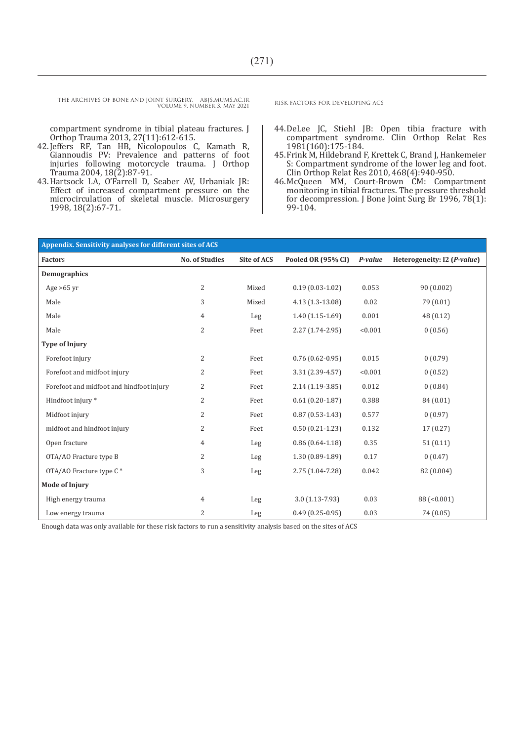compartment syndrome in tibial plateau fractures. J Orthop Trauma 2013, 27(11):612-615.

42. Jeffers RF, Tan HB, Nicolopoulos C, Kamath R, Giannoudis PV: Prevalence and patterns of foot injuries following motorcycle trauma. J Orthop Trauma 2004, 18(2):87-91.
43. Hartsock LA, O'Farrell D, Seaber AV, Urbaniak JR: Effect of increased compartment pressure on the microcirculation of skeletal muscle. Microsurgery 1998, 18(2):67-71.
44. DeLee JC, Stiehl JB: Open tibia fracture with compartment syndrome. Clin Orthop Relat Res 1981(160):175-184.
45. Frink M, Hildebrand F, Krettek C, Brand J, Hankemeier S: Compartment syndrome of the lower leg and foot. Clin Orthop Relat Res 2010, 468(4):940-950.
46. McQueen MM, Court-Brown CM: Compartment monitoring in tibial fractures. The pressure threshold for decompression. J Bone Joint Surg Br 1996, 78(1): 99-104.

**Appendix. Sensitivity analyses for different sites of ACS**

| Factors | No. of Studies | Site of ACS | Pooled OR (95% CI) | *P-value* | Heterogeneity: I2 (*P-value*) |
|---|---|---|---|---|---|
| **Demographics** | | | | | |
| Age >65 yr | 2 | Mixed | 0.19 (0.03-1.02) | 0.053 | 90 (0.002) |
| Male | 3 | Mixed | 4.13 (1.3-13.08) | 0.02 | 79 (0.01) |
| Male | 4 | Leg | 1.40 (1.15-1.69) | 0.001 | 48 (0.12) |
| Male | 2 | Feet | 2.27 (1.74-2.95) | <0.001 | 0 (0.56) |
| **Type of Injury** | | | | | |
| Forefoot injury | 2 | Feet | 0.76 (0.62-0.95) | 0.015 | 0 (0.79) |
| Forefoot and midfoot injury | 2 | Feet | 3.31 (2.39-4.57) | <0.001 | 0 (0.52) |
| Forefoot and midfoot and hindfoot injury | 2 | Feet | 2.14 (1.19-3.85) | 0.012 | 0 (0.84) |
| Hindfoot injury * | 2 | Feet | 0.61 (0.20-1.87) | 0.388 | 84 (0.01) |
| Midfoot injury | 2 | Feet | 0.87 (0.53-1.43) | 0.577 | 0 (0.97) |
| midfoot and hindfoot injury | 2 | Feet | 0.50 (0.21-1.23) | 0.132 | 17 (0.27) |
| Open fracture | 4 | Leg | 0.86 (0.64-1.18) | 0.35 | 51 (0.11) |
| OTA/AO Fracture type B | 2 | Leg | 1.30 (0.89-1.89) | 0.17 | 0 (0.47) |
| OTA/AO Fracture type C * | 3 | Leg | 2.75 (1.04-7.28) | 0.042 | 82 (0.004) |
| **Mode of Injury** | | | | | |
| High energy trauma | 4 | Leg | 3.0 (1.13-7.93) | 0.03 | 88 (<0.001) |
| Low energy trauma | 2 | Leg | 0.49 (0.25-0.95) | 0.03 | 74 (0.05) |

Enough data was only available for these risk factors to run a sensitivity analysis based on the sites of ACS